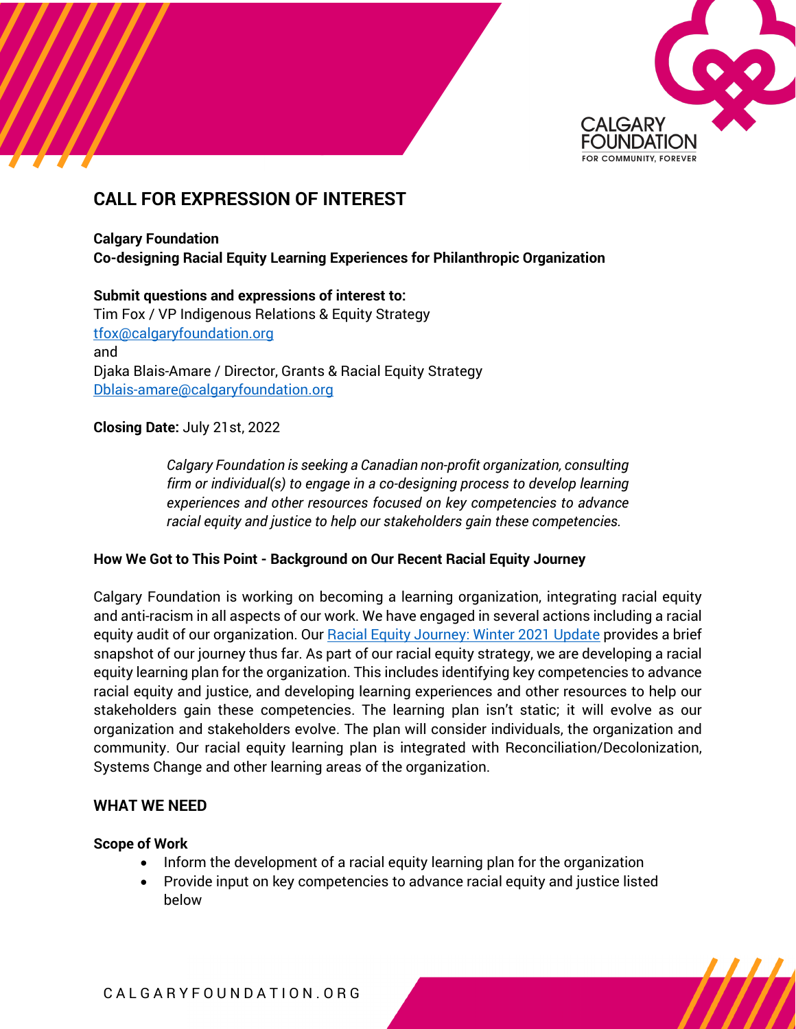# CALL FOR EXPRESSION OF INTEREST

**Calgary Foundation**
**Co-designing Racial Equity Learning Experiences for Philanthropic Organization**

**Submit questions and expressions of interest to:**
Tim Fox / VP Indigenous Relations & Equity Strategy
tfox@calgaryfoundation.org
and
Djaka Blais-Amare / Director, Grants & Racial Equity Strategy
Dblais-amare@calgaryfoundation.org

**Closing Date:** July 21st, 2022

> *Calgary Foundation is seeking a Canadian non-profit organization, consulting firm or individual(s) to engage in a co-designing process to develop learning experiences and other resources focused on key competencies to advance racial equity and justice to help our stakeholders gain these competencies.*

### How We Got to This Point - Background on Our Recent Racial Equity Journey

Calgary Foundation is working on becoming a learning organization, integrating racial equity and anti-racism in all aspects of our work. We have engaged in several actions including a racial equity audit of our organization. Our Racial Equity Journey: Winter 2021 Update provides a brief snapshot of our journey thus far. As part of our racial equity strategy, we are developing a racial equity learning plan for the organization. This includes identifying key competencies to advance racial equity and justice, and developing learning experiences and other resources to help our stakeholders gain these competencies. The learning plan isn't static; it will evolve as our organization and stakeholders evolve. The plan will consider individuals, the organization and community. Our racial equity learning plan is integrated with Reconciliation/Decolonization, Systems Change and other learning areas of the organization.

## WHAT WE NEED

### Scope of Work

- Inform the development of a racial equity learning plan for the organization
- Provide input on key competencies to advance racial equity and justice listed below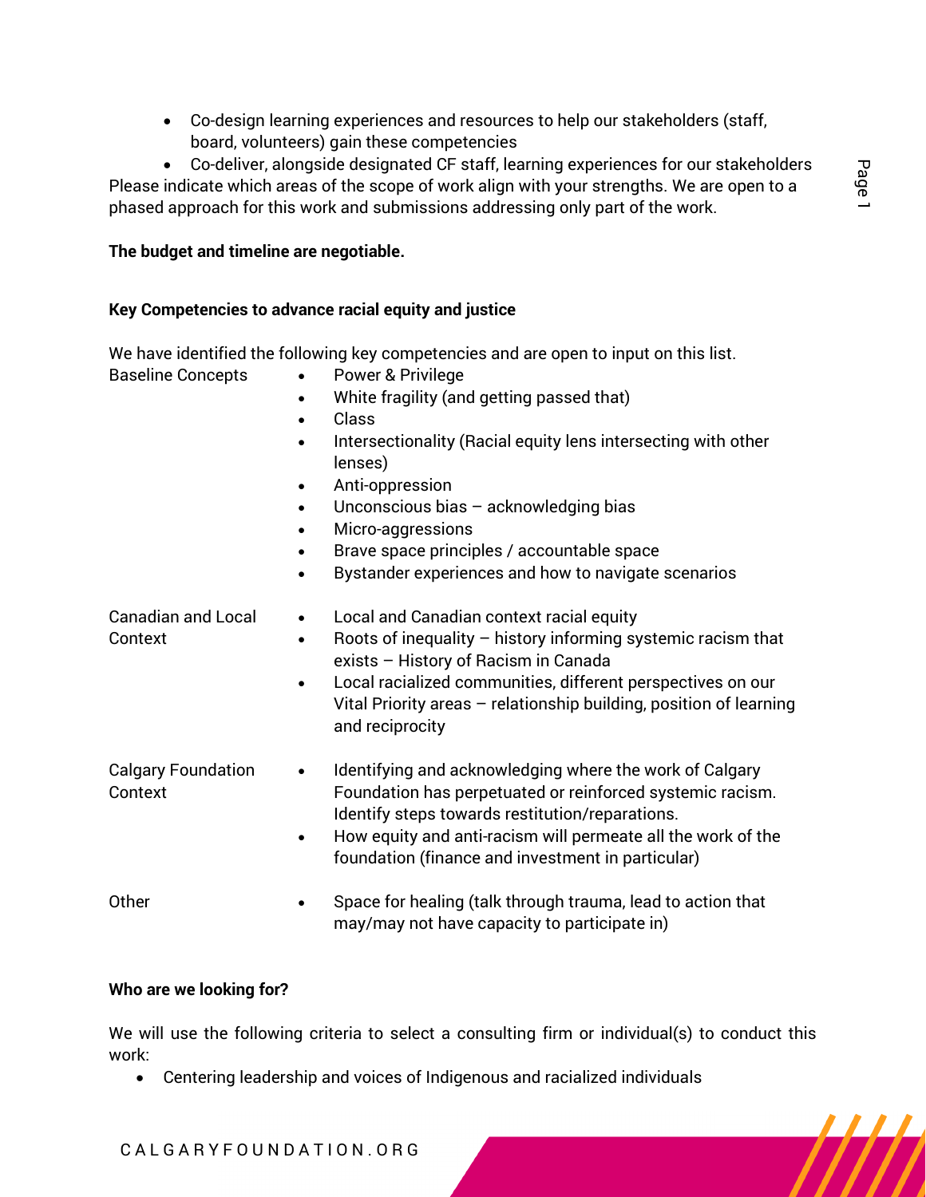- Co-design learning experiences and resources to help our stakeholders (staff, board, volunteers) gain these competencies
- Co-deliver, alongside designated CF staff, learning experiences for our stakeholders

Please indicate which areas of the scope of work align with your strengths. We are open to a phased approach for this work and submissions addressing only part of the work.

**The budget and timeline are negotiable.**

**Key Competencies to advance racial equity and justice**

We have identified the following key competencies and are open to input on this list.

Baseline Concepts

- Power & Privilege
- White fragility (and getting passed that)
- Class
- Intersectionality (Racial equity lens intersecting with other lenses)
- Anti-oppression
- Unconscious bias – acknowledging bias
- Micro-aggressions
- Brave space principles / accountable space
- Bystander experiences and how to navigate scenarios

Canadian and Local Context

- Local and Canadian context racial equity
- Roots of inequality – history informing systemic racism that exists – History of Racism in Canada
- Local racialized communities, different perspectives on our Vital Priority areas – relationship building, position of learning and reciprocity

Calgary Foundation Context

- Identifying and acknowledging where the work of Calgary Foundation has perpetuated or reinforced systemic racism. Identify steps towards restitution/reparations.
- How equity and anti-racism will permeate all the work of the foundation (finance and investment in particular)

Other

- Space for healing (talk through trauma, lead to action that may/may not have capacity to participate in)

**Who are we looking for?**

We will use the following criteria to select a consulting firm or individual(s) to conduct this work:

- Centering leadership and voices of Indigenous and racialized individuals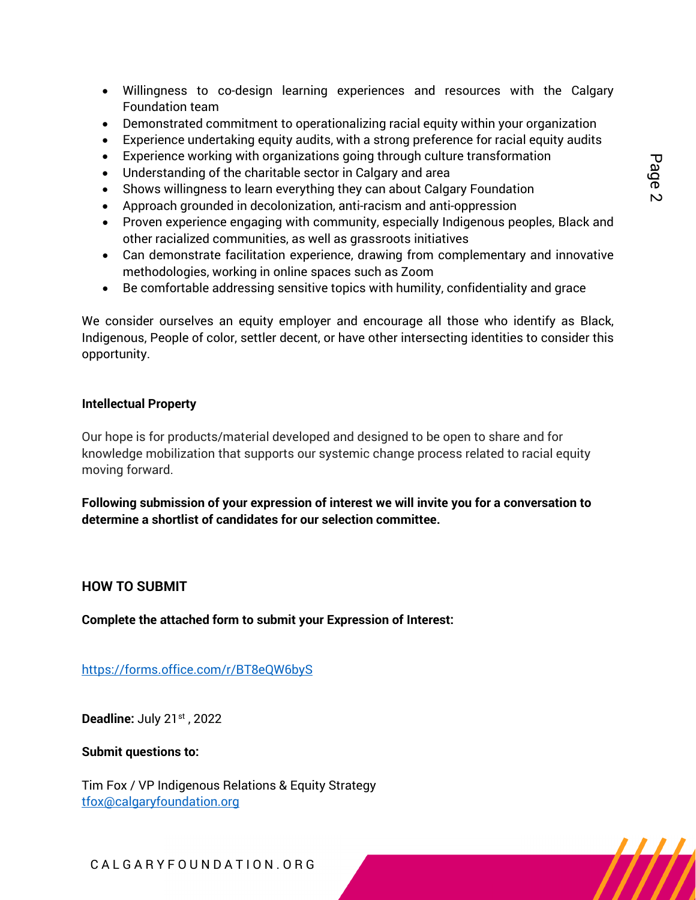- Willingness to co-design learning experiences and resources with the Calgary Foundation team
- Demonstrated commitment to operationalizing racial equity within your organization
- Experience undertaking equity audits, with a strong preference for racial equity audits
- Experience working with organizations going through culture transformation
- Understanding of the charitable sector in Calgary and area
- Shows willingness to learn everything they can about Calgary Foundation
- Approach grounded in decolonization, anti-racism and anti-oppression
- Proven experience engaging with community, especially Indigenous peoples, Black and other racialized communities, as well as grassroots initiatives
- Can demonstrate facilitation experience, drawing from complementary and innovative methodologies, working in online spaces such as Zoom
- Be comfortable addressing sensitive topics with humility, confidentiality and grace

We consider ourselves an equity employer and encourage all those who identify as Black, Indigenous, People of color, settler decent, or have other intersecting identities to consider this opportunity.

**Intellectual Property**

Our hope is for products/material developed and designed to be open to share and for knowledge mobilization that supports our systemic change process related to racial equity moving forward.

**Following submission of your expression of interest we will invite you for a conversation to determine a shortlist of candidates for our selection committee.**

## HOW TO SUBMIT

**Complete the attached form to submit your Expression of Interest:**

https://forms.office.com/r/BT8eQW6byS

**Deadline:** July 21st, 2022

**Submit questions to:**

Tim Fox / VP Indigenous Relations & Equity Strategy
tfox@calgaryfoundation.org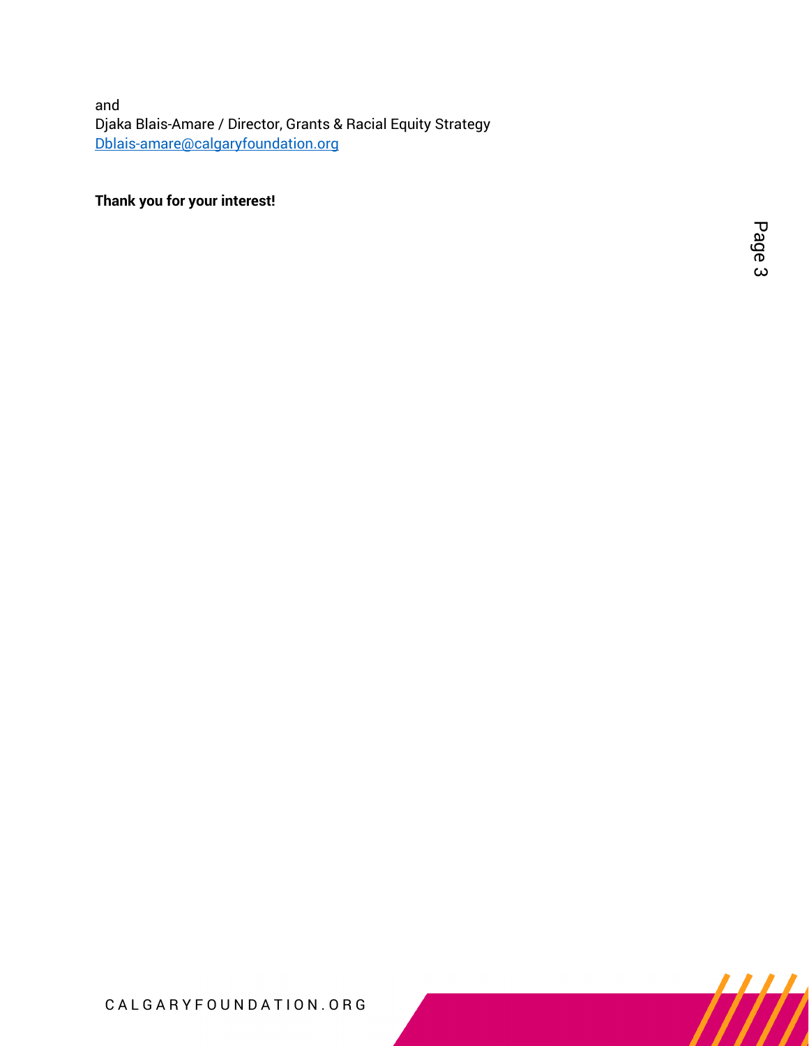and
Djaka Blais-Amare / Director, Grants & Racial Equity Strategy
Dblais-amare@calgaryfoundation.org

**Thank you for your interest!**